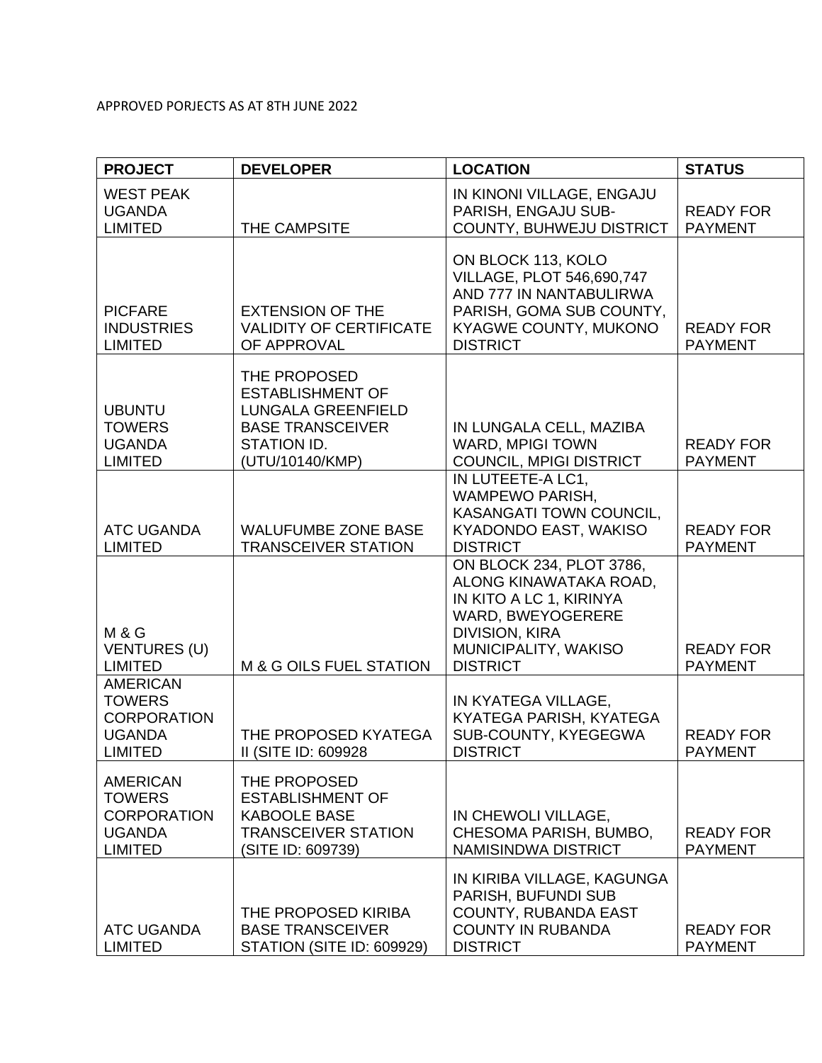APPROVED PORJECTS AS AT 8TH JUNE 2022

| PROJECT | DEVELOPER | LOCATION | STATUS |
| --- | --- | --- | --- |
| WEST PEAK UGANDA LIMITED | THE CAMPSITE | IN KINONI VILLAGE, ENGAJU PARISH, ENGAJU SUB-COUNTY, BUHWEJU DISTRICT | READY FOR PAYMENT |
| PICFARE INDUSTRIES LIMITED | EXTENSION OF THE VALIDITY OF CERTIFICATE OF APPROVAL | ON BLOCK 113, KOLO VILLAGE, PLOT 546,690,747 AND 777 IN NANTABULIRWA PARISH, GOMA SUB COUNTY, KYAGWE COUNTY, MUKONO DISTRICT | READY FOR PAYMENT |
| UBUNTU TOWERS UGANDA LIMITED | THE PROPOSED ESTABLISHMENT OF LUNGALA GREENFIELD BASE TRANSCEIVER STATION ID. (UTU/10140/KMP) | IN LUNGALA CELL, MAZIBA WARD, MPIGI TOWN COUNCIL, MPIGI DISTRICT | READY FOR PAYMENT |
| ATC UGANDA LIMITED | WALUFUMBE ZONE BASE TRANSCEIVER STATION | IN LUTEETE-A LC1, WAMPEWO PARISH, KASANGATI TOWN COUNCIL, KYADONDO EAST, WAKISO DISTRICT | READY FOR PAYMENT |
| M & G VENTURES (U) LIMITED | M & G OILS FUEL STATION | ON BLOCK 234, PLOT 3786, ALONG KINAWATAKA ROAD, IN KITO A LC 1, KIRINYA WARD, BWEYOGERERE DIVISION, KIRA MUNICIPALITY, WAKISO DISTRICT | READY FOR PAYMENT |
| AMERICAN TOWERS CORPORATION UGANDA LIMITED | THE PROPOSED KYATEGA II (SITE ID: 609928 | IN KYATEGA VILLAGE, KYATEGA PARISH, KYATEGA SUB-COUNTY, KYEGEGWA DISTRICT | READY FOR PAYMENT |
| AMERICAN TOWERS CORPORATION UGANDA LIMITED | THE PROPOSED ESTABLISHMENT OF KABOOLE BASE TRANSCEIVER STATION (SITE ID: 609739) | IN CHEWOLI VILLAGE, CHESOMA PARISH, BUMBO, NAMISINDWA DISTRICT | READY FOR PAYMENT |
| ATC UGANDA LIMITED | THE PROPOSED KIRIBA BASE TRANSCEIVER STATION (SITE ID: 609929) | IN KIRIBA VILLAGE, KAGUNGA PARISH, BUFUNDI SUB COUNTY, RUBANDA EAST COUNTY IN RUBANDA DISTRICT | READY FOR PAYMENT |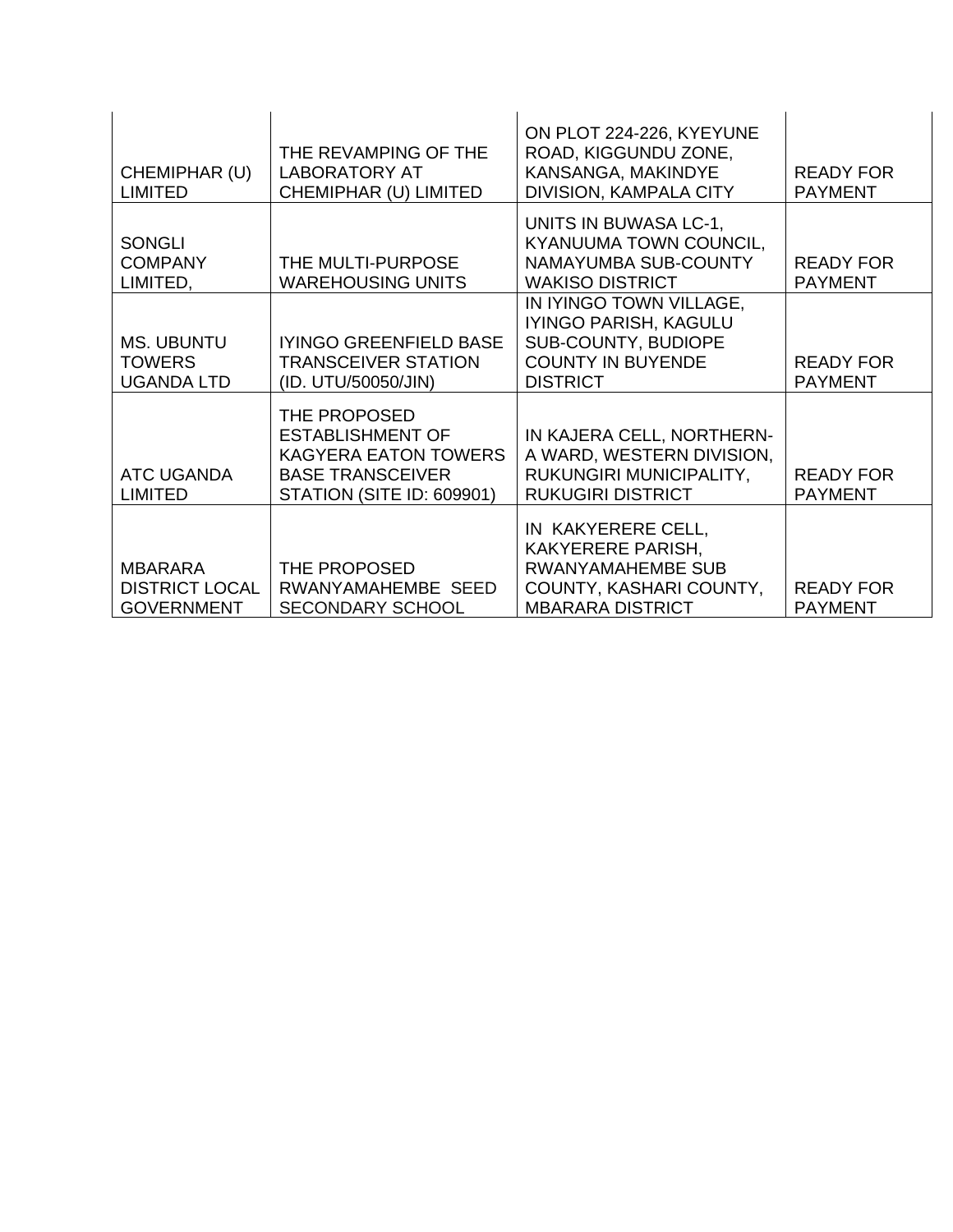| | | | |
|---|---|---|---|
| CHEMIPHAR (U) LIMITED | THE REVAMPING OF THE LABORATORY AT CHEMIPHAR (U) LIMITED | ON PLOT 224-226, KYEYUNE ROAD, KIGGUNDU ZONE, KANSANGA, MAKINDYE DIVISION, KAMPALA CITY | READY FOR PAYMENT |
| SONGLI COMPANY LIMITED, | THE MULTI-PURPOSE WAREHOUSING UNITS | UNITS IN BUWASA LC-1, KYANUUMA TOWN COUNCIL, NAMAYUMBA SUB-COUNTY WAKISO DISTRICT | READY FOR PAYMENT |
| MS. UBUNTU TOWERS UGANDA LTD | IYINGO GREENFIELD BASE TRANSCEIVER STATION (ID. UTU/50050/JIN) | IN IYINGO TOWN VILLAGE, IYINGO PARISH, KAGULU SUB-COUNTY, BUDIOPE COUNTY IN BUYENDE DISTRICT | READY FOR PAYMENT |
| ATC UGANDA LIMITED | THE PROPOSED ESTABLISHMENT OF KAGYERA EATON TOWERS BASE TRANSCEIVER STATION (SITE ID: 609901) | IN KAJERA CELL, NORTHERN-A WARD, WESTERN DIVISION, RUKUNGIRI MUNICIPALITY, RUKUGIRI DISTRICT | READY FOR PAYMENT |
| MBARARA DISTRICT LOCAL GOVERNMENT | THE PROPOSED RWANYAMAHEMBE SEED SECONDARY SCHOOL | IN KAKYERERE CELL, KAKYERERE PARISH, RWANYAMAHEMBE SUB COUNTY, KASHARI COUNTY, MBARARA DISTRICT | READY FOR PAYMENT |